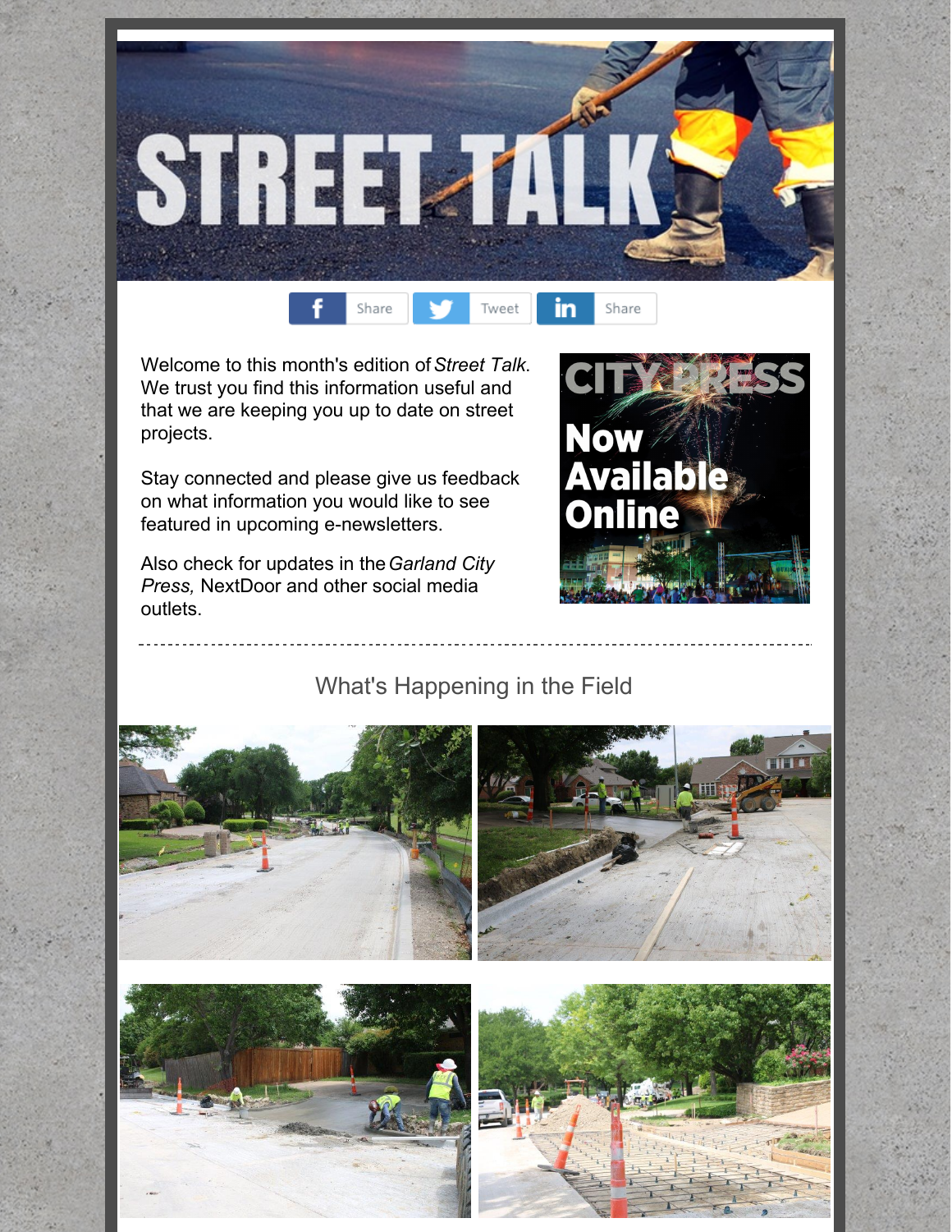# STREET TALK

Share | Tweet | Share

Welcome to this month's edition of *Street Talk*. We trust you find this information useful and that we are keeping you up to date on street projects.

Stay connected and please give us feedback on what information you would like to see featured in upcoming e-newsletters.

Also check for updates in the *Garland City Press,* NextDoor and other social media outlets.

CITY PRESS
Now Available Online

---

## What's Happening in the Field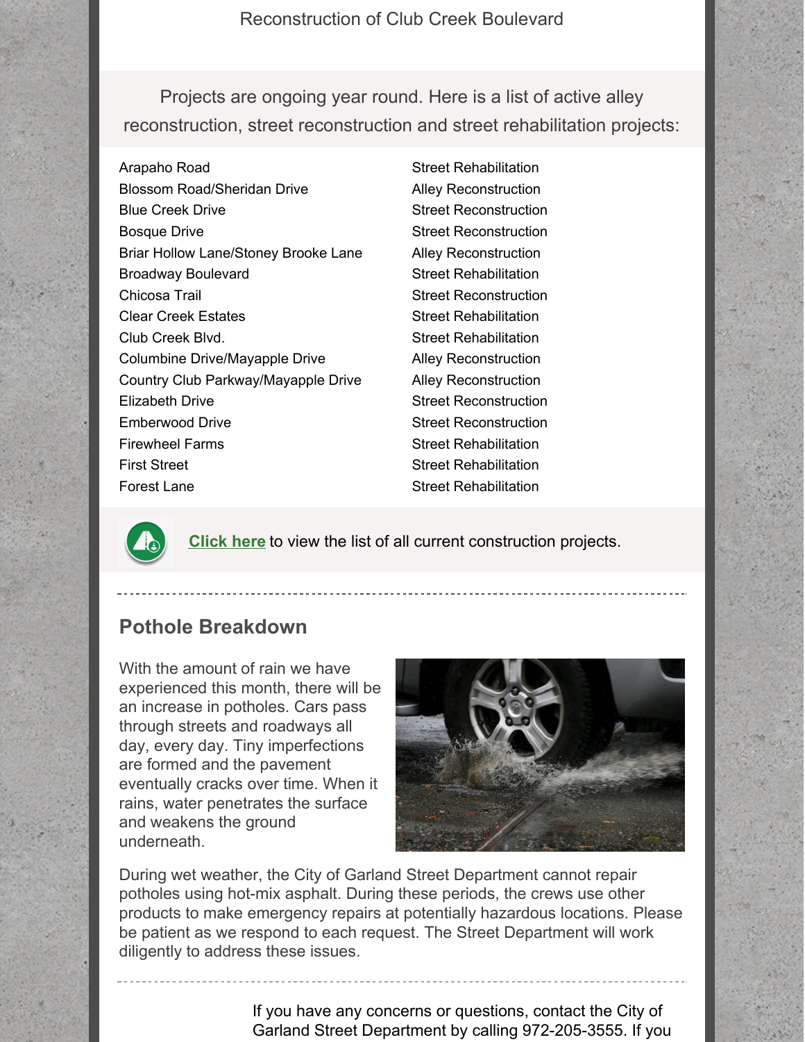Reconstruction of Club Creek Boulevard

Projects are ongoing year round. Here is a list of active alley reconstruction, street reconstruction and street rehabilitation projects:

| | |
|---|---|
| Arapaho Road | Street Rehabilitation |
| Blossom Road/Sheridan Drive | Alley Reconstruction |
| Blue Creek Drive | Street Reconstruction |
| Bosque Drive | Street Reconstruction |
| Briar Hollow Lane/Stoney Brooke Lane | Alley Reconstruction |
| Broadway Boulevard | Street Rehabilitation |
| Chicosa Trail | Street Reconstruction |
| Clear Creek Estates | Street Rehabilitation |
| Club Creek Blvd. | Street Rehabilitation |
| Columbine Drive/Mayapple Drive | Alley Reconstruction |
| Country Club Parkway/Mayapple Drive | Alley Reconstruction |
| Elizabeth Drive | Street Reconstruction |
| Emberwood Drive | Street Reconstruction |
| Firewheel Farms | Street Rehabilitation |
| First Street | Street Rehabilitation |
| Forest Lane | Street Rehabilitation |

Click here to view the list of all current construction projects.

## Pothole Breakdown

With the amount of rain we have experienced this month, there will be an increase in potholes. Cars pass through streets and roadways all day, every day. Tiny imperfections are formed and the pavement eventually cracks over time. When it rains, water penetrates the surface and weakens the ground underneath.

During wet weather, the City of Garland Street Department cannot repair potholes using hot-mix asphalt. During these periods, the crews use other products to make emergency repairs at potentially hazardous locations. Please be patient as we respond to each request. The Street Department will work diligently to address these issues.

If you have any concerns or questions, contact the City of Garland Street Department by calling 972-205-3555. If you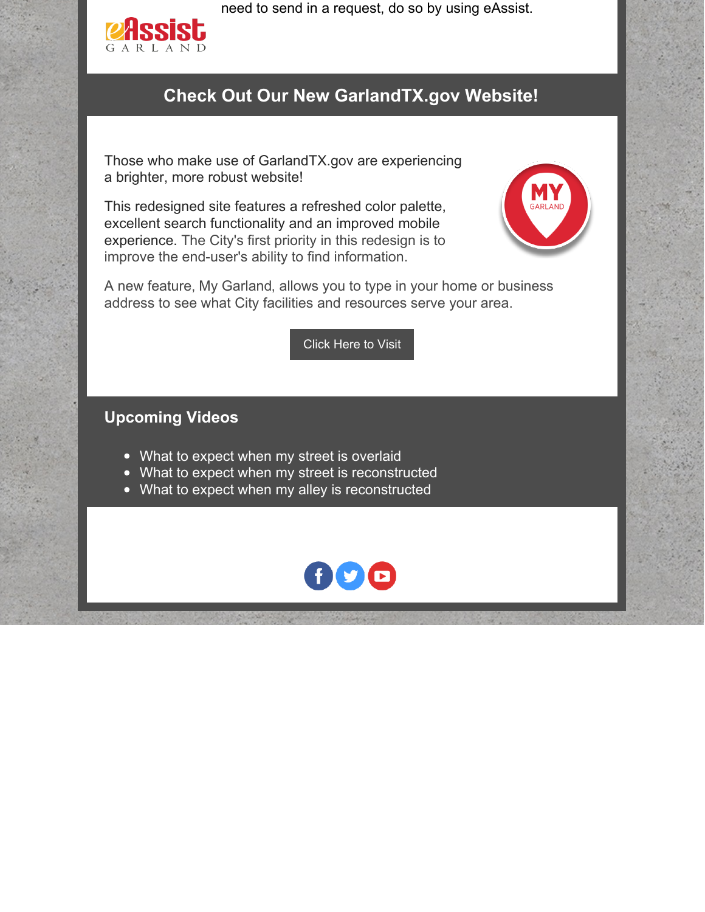need to send in a request, do so by using eAssist.

## Check Out Our New GarlandTX.gov Website!

Those who make use of GarlandTX.gov are experiencing a brighter, more robust website!

This redesigned site features a refreshed color palette, excellent search functionality and an improved mobile experience. The City's first priority in this redesign is to improve the end-user's ability to find information.

A new feature, My Garland, allows you to type in your home or business address to see what City facilities and resources serve your area.

Click Here to Visit

## Upcoming Videos

- What to expect when my street is overlaid
- What to expect when my street is reconstructed
- What to expect when my alley is reconstructed